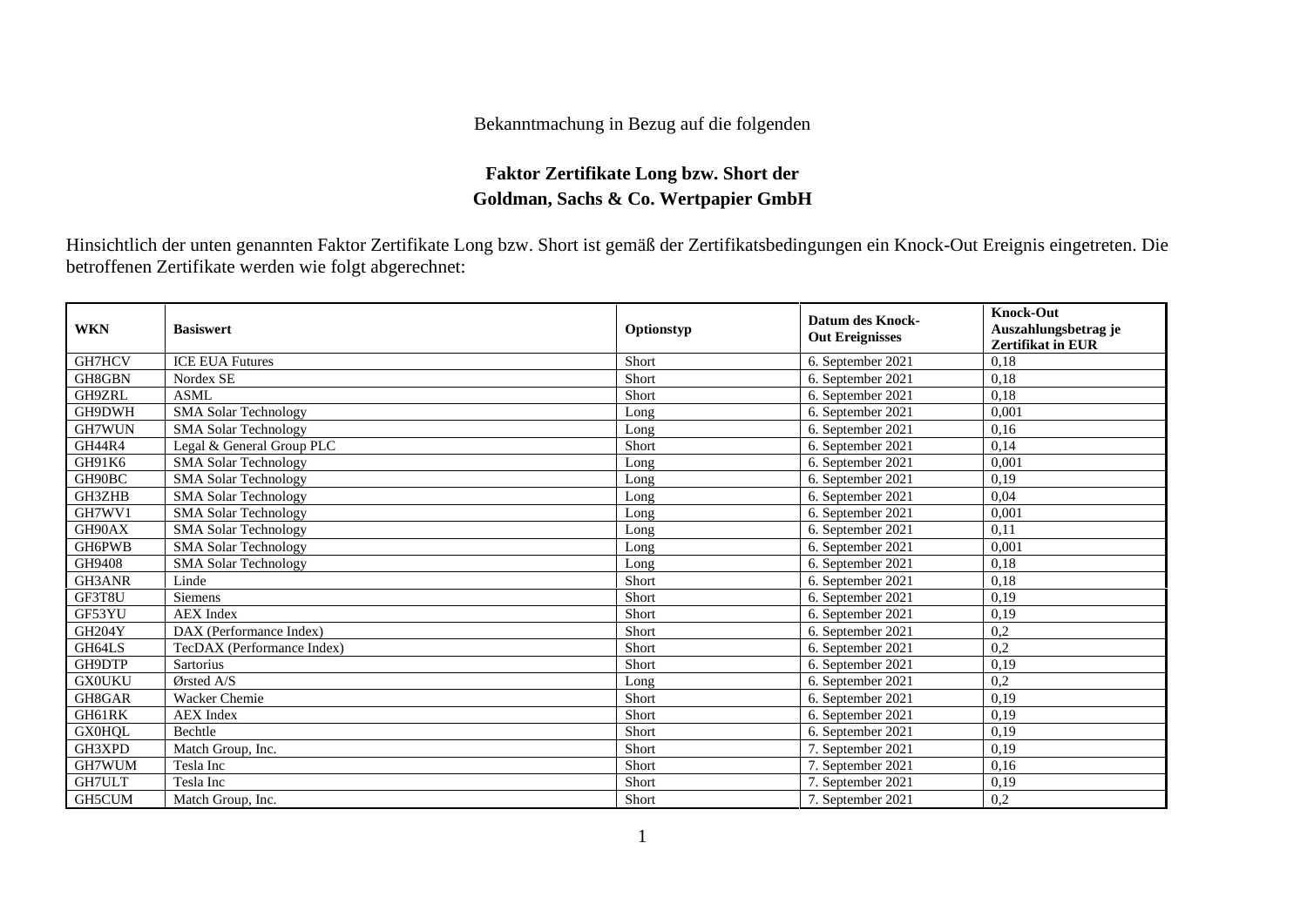Bekanntmachung in Bezug auf die folgenden

## Faktor Zertifikate Long bzw. Short der Goldman, Sachs & Co. Wertpapier GmbH

Hinsichtlich der unten genannten Faktor Zertifikate Long bzw. Short ist gemäß der Zertifikatsbedingungen ein Knock-Out Ereignis eingetreten. Die betroffenen Zertifikate werden wie folgt abgerechnet:

| WKN | Basiswert | Optionstyp | Datum des Knock-Out Ereignisses | Knock-Out Auszahlungsbetrag je Zertifikat in EUR |
|---|---|---|---|---|
| GH7HCV | ICE EUA Futures | Short | 6. September 2021 | 0,18 |
| GH8GBN | Nordex SE | Short | 6. September 2021 | 0,18 |
| GH9ZRL | ASML | Short | 6. September 2021 | 0,18 |
| GH9DWH | SMA Solar Technology | Long | 6. September 2021 | 0,001 |
| GH7WUN | SMA Solar Technology | Long | 6. September 2021 | 0,16 |
| GH44R4 | Legal & General Group PLC | Short | 6. September 2021 | 0,14 |
| GH91K6 | SMA Solar Technology | Long | 6. September 2021 | 0,001 |
| GH90BC | SMA Solar Technology | Long | 6. September 2021 | 0,19 |
| GH3ZHB | SMA Solar Technology | Long | 6. September 2021 | 0,04 |
| GH7WV1 | SMA Solar Technology | Long | 6. September 2021 | 0,001 |
| GH90AX | SMA Solar Technology | Long | 6. September 2021 | 0,11 |
| GH6PWB | SMA Solar Technology | Long | 6. September 2021 | 0,001 |
| GH9408 | SMA Solar Technology | Long | 6. September 2021 | 0,18 |
| GH3ANR | Linde | Short | 6. September 2021 | 0,18 |
| GF3T8U | Siemens | Short | 6. September 2021 | 0,19 |
| GF53YU | AEX Index | Short | 6. September 2021 | 0,19 |
| GH204Y | DAX (Performance Index) | Short | 6. September 2021 | 0,2 |
| GH64LS | TecDAX (Performance Index) | Short | 6. September 2021 | 0,2 |
| GH9DTP | Sartorius | Short | 6. September 2021 | 0,19 |
| GX0UKU | Ørsted A/S | Long | 6. September 2021 | 0,2 |
| GH8GAR | Wacker Chemie | Short | 6. September 2021 | 0,19 |
| GH61RK | AEX Index | Short | 6. September 2021 | 0,19 |
| GX0HQL | Bechtle | Short | 6. September 2021 | 0,19 |
| GH3XPD | Match Group, Inc. | Short | 7. September 2021 | 0,19 |
| GH7WUM | Tesla Inc | Short | 7. September 2021 | 0,16 |
| GH7ULT | Tesla Inc | Short | 7. September 2021 | 0,19 |
| GH5CUM | Match Group, Inc. | Short | 7. September 2021 | 0,2 |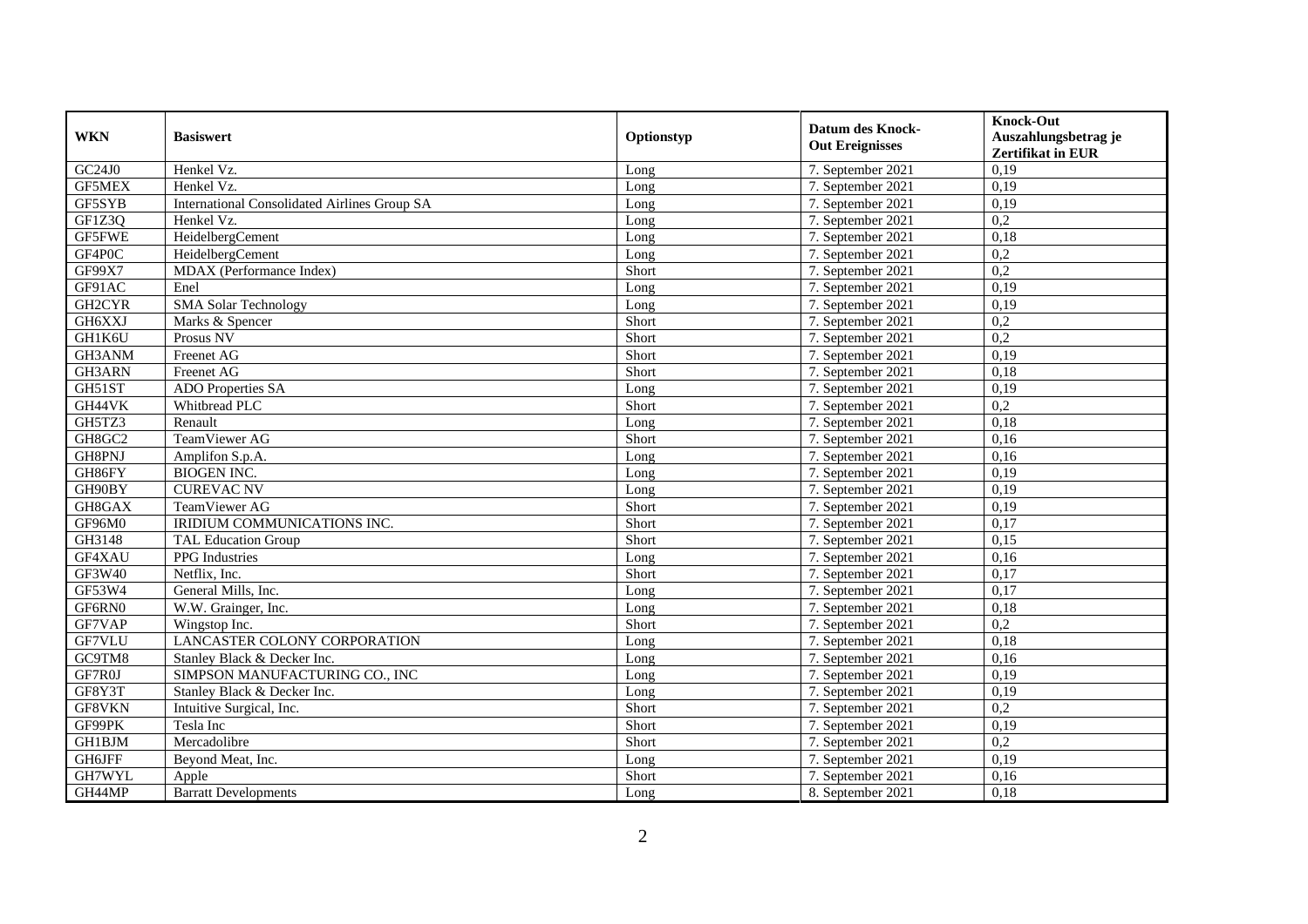| WKN | Basiswert | Optionstyp | Datum des Knock-Out Ereignisses | Knock-Out Auszahlungsbetrag je Zertifikat in EUR |
|---|---|---|---|---|
| GC24J0 | Henkel Vz. | Long | 7. September 2021 | 0,19 |
| GF5MEX | Henkel Vz. | Long | 7. September 2021 | 0,19 |
| GF5SYB | International Consolidated Airlines Group SA | Long | 7. September 2021 | 0,19 |
| GF1Z3Q | Henkel Vz. | Long | 7. September 2021 | 0,2 |
| GF5FWE | HeidelbergCement | Long | 7. September 2021 | 0,18 |
| GF4P0C | HeidelbergCement | Long | 7. September 2021 | 0,2 |
| GF99X7 | MDAX (Performance Index) | Short | 7. September 2021 | 0,2 |
| GF91AC | Enel | Long | 7. September 2021 | 0,19 |
| GH2CYR | SMA Solar Technology | Long | 7. September 2021 | 0,19 |
| GH6XXJ | Marks & Spencer | Short | 7. September 2021 | 0,2 |
| GH1K6U | Prosus NV | Short | 7. September 2021 | 0,2 |
| GH3ANM | Freenet AG | Short | 7. September 2021 | 0,19 |
| GH3ARN | Freenet AG | Short | 7. September 2021 | 0,18 |
| GH51ST | ADO Properties SA | Long | 7. September 2021 | 0,19 |
| GH44VK | Whitbread PLC | Short | 7. September 2021 | 0,2 |
| GH5TZ3 | Renault | Long | 7. September 2021 | 0,18 |
| GH8GC2 | TeamViewer AG | Short | 7. September 2021 | 0,16 |
| GH8PNJ | Amplifon S.p.A. | Long | 7. September 2021 | 0,16 |
| GH86FY | BIOGEN INC. | Long | 7. September 2021 | 0,19 |
| GH90BY | CUREVAC NV | Long | 7. September 2021 | 0,19 |
| GH8GAX | TeamViewer AG | Short | 7. September 2021 | 0,19 |
| GF96M0 | IRIDIUM COMMUNICATIONS INC. | Short | 7. September 2021 | 0,17 |
| GH3148 | TAL Education Group | Short | 7. September 2021 | 0,15 |
| GF4XAU | PPG Industries | Long | 7. September 2021 | 0,16 |
| GF3W40 | Netflix, Inc. | Short | 7. September 2021 | 0,17 |
| GF53W4 | General Mills, Inc. | Long | 7. September 2021 | 0,17 |
| GF6RN0 | W.W. Grainger, Inc. | Long | 7. September 2021 | 0,18 |
| GF7VAP | Wingstop Inc. | Short | 7. September 2021 | 0,2 |
| GF7VLU | LANCASTER COLONY CORPORATION | Long | 7. September 2021 | 0,18 |
| GC9TM8 | Stanley Black & Decker Inc. | Long | 7. September 2021 | 0,16 |
| GF7R0J | SIMPSON MANUFACTURING CO., INC | Long | 7. September 2021 | 0,19 |
| GF8Y3T | Stanley Black & Decker Inc. | Long | 7. September 2021 | 0,19 |
| GF8VKN | Intuitive Surgical, Inc. | Short | 7. September 2021 | 0,2 |
| GF99PK | Tesla Inc | Short | 7. September 2021 | 0,19 |
| GH1BJM | Mercadolibre | Short | 7. September 2021 | 0,2 |
| GH6JFF | Beyond Meat, Inc. | Long | 7. September 2021 | 0,19 |
| GH7WYL | Apple | Short | 7. September 2021 | 0,16 |
| GH44MP | Barratt Developments | Long | 8. September 2021 | 0,18 |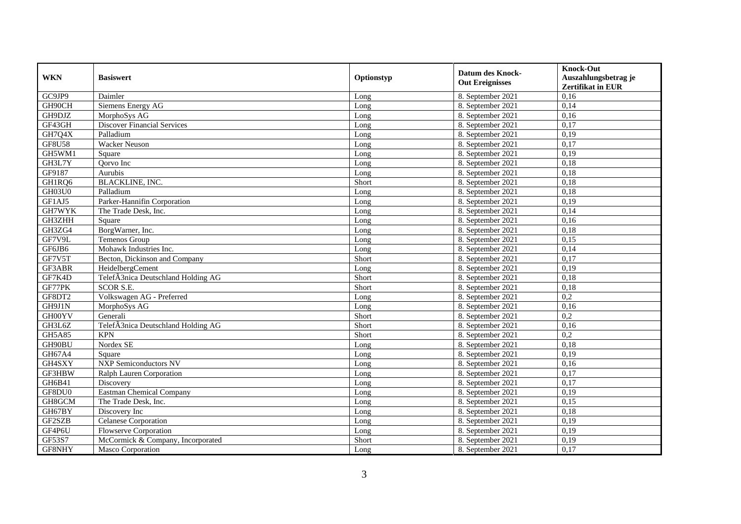| WKN | Basiswert | Optionstyp | Datum des Knock-Out Ereignisses | Knock-Out Auszahlungsbetrag je Zertifikat in EUR |
|---|---|---|---|---|
| GC9JP9 | Daimler | Long | 8. September 2021 | 0,16 |
| GH90CH | Siemens Energy AG | Long | 8. September 2021 | 0,14 |
| GH9DJZ | MorphoSys AG | Long | 8. September 2021 | 0,16 |
| GF43GH | Discover Financial Services | Long | 8. September 2021 | 0,17 |
| GH7Q4X | Palladium | Long | 8. September 2021 | 0,19 |
| GF8U58 | Wacker Neuson | Long | 8. September 2021 | 0,17 |
| GH5WM1 | Square | Long | 8. September 2021 | 0,19 |
| GH3L7Y | Qorvo Inc | Long | 8. September 2021 | 0,18 |
| GF9187 | Aurubis | Long | 8. September 2021 | 0,18 |
| GH1RQ6 | BLACKLINE, INC. | Short | 8. September 2021 | 0,18 |
| GH03U0 | Palladium | Long | 8. September 2021 | 0,18 |
| GF1AJ5 | Parker-Hannifin Corporation | Long | 8. September 2021 | 0,19 |
| GH7WYK | The Trade Desk, Inc. | Long | 8. September 2021 | 0,14 |
| GH3ZHH | Square | Long | 8. September 2021 | 0,16 |
| GH3ZG4 | BorgWarner, Inc. | Long | 8. September 2021 | 0,18 |
| GF7V9L | Temenos Group | Long | 8. September 2021 | 0,15 |
| GF6JB6 | Mohawk Industries Inc. | Long | 8. September 2021 | 0,14 |
| GF7V5T | Becton, Dickinson and Company | Short | 8. September 2021 | 0,17 |
| GF3ABR | HeidelbergCement | Long | 8. September 2021 | 0,19 |
| GF7K4D | TelefÃ3nica Deutschland Holding AG | Short | 8. September 2021 | 0,18 |
| GF77PK | SCOR S.E. | Short | 8. September 2021 | 0,18 |
| GF8DT2 | Volkswagen AG - Preferred | Long | 8. September 2021 | 0,2 |
| GH9J1N | MorphoSys AG | Long | 8. September 2021 | 0,16 |
| GH00YV | Generali | Short | 8. September 2021 | 0,2 |
| GH3L6Z | TelefÃ3nica Deutschland Holding AG | Short | 8. September 2021 | 0,16 |
| GH5A85 | KPN | Short | 8. September 2021 | 0,2 |
| GH90BU | Nordex SE | Long | 8. September 2021 | 0,18 |
| GH67A4 | Square | Long | 8. September 2021 | 0,19 |
| GH4SXY | NXP Semiconductors NV | Long | 8. September 2021 | 0,16 |
| GF3HBW | Ralph Lauren Corporation | Long | 8. September 2021 | 0,17 |
| GH6B41 | Discovery | Long | 8. September 2021 | 0,17 |
| GF8DU0 | Eastman Chemical Company | Long | 8. September 2021 | 0,19 |
| GH8GCM | The Trade Desk, Inc. | Long | 8. September 2021 | 0,15 |
| GH67BY | Discovery Inc | Long | 8. September 2021 | 0,18 |
| GF2SZB | Celanese Corporation | Long | 8. September 2021 | 0,19 |
| GF4P6U | Flowserve Corporation | Long | 8. September 2021 | 0,19 |
| GF53S7 | McCormick & Company, Incorporated | Short | 8. September 2021 | 0,19 |
| GF8NHY | Masco Corporation | Long | 8. September 2021 | 0,17 |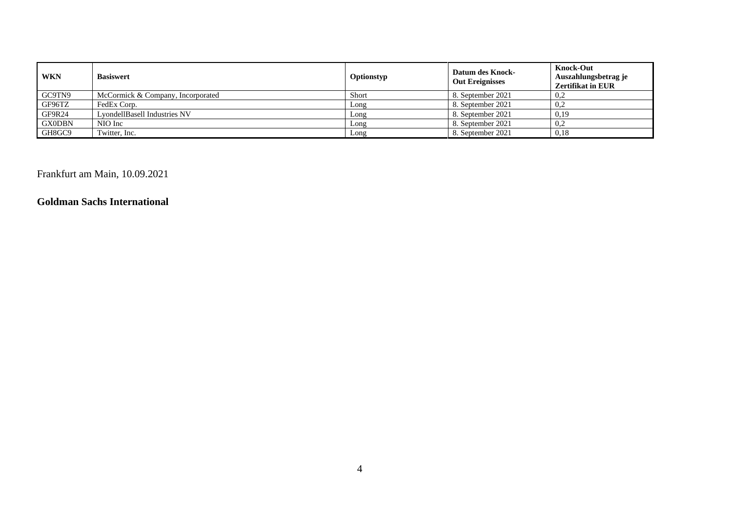| WKN | Basiswert | Optionstyp | Datum des Knock-Out Ereignisses | Knock-Out Auszahlungsbetrag je Zertifikat in EUR |
|---|---|---|---|---|
| GC9TN9 | McCormick & Company, Incorporated | Short | 8. September 2021 | 0,2 |
| GF96TZ | FedEx Corp. | Long | 8. September 2021 | 0,2 |
| GF9R24 | LyondellBasell Industries NV | Long | 8. September 2021 | 0,19 |
| GX0DBN | NIO Inc | Long | 8. September 2021 | 0,2 |
| GH8GC9 | Twitter, Inc. | Long | 8. September 2021 | 0,18 |

Frankfurt am Main, 10.09.2021

**Goldman Sachs International**